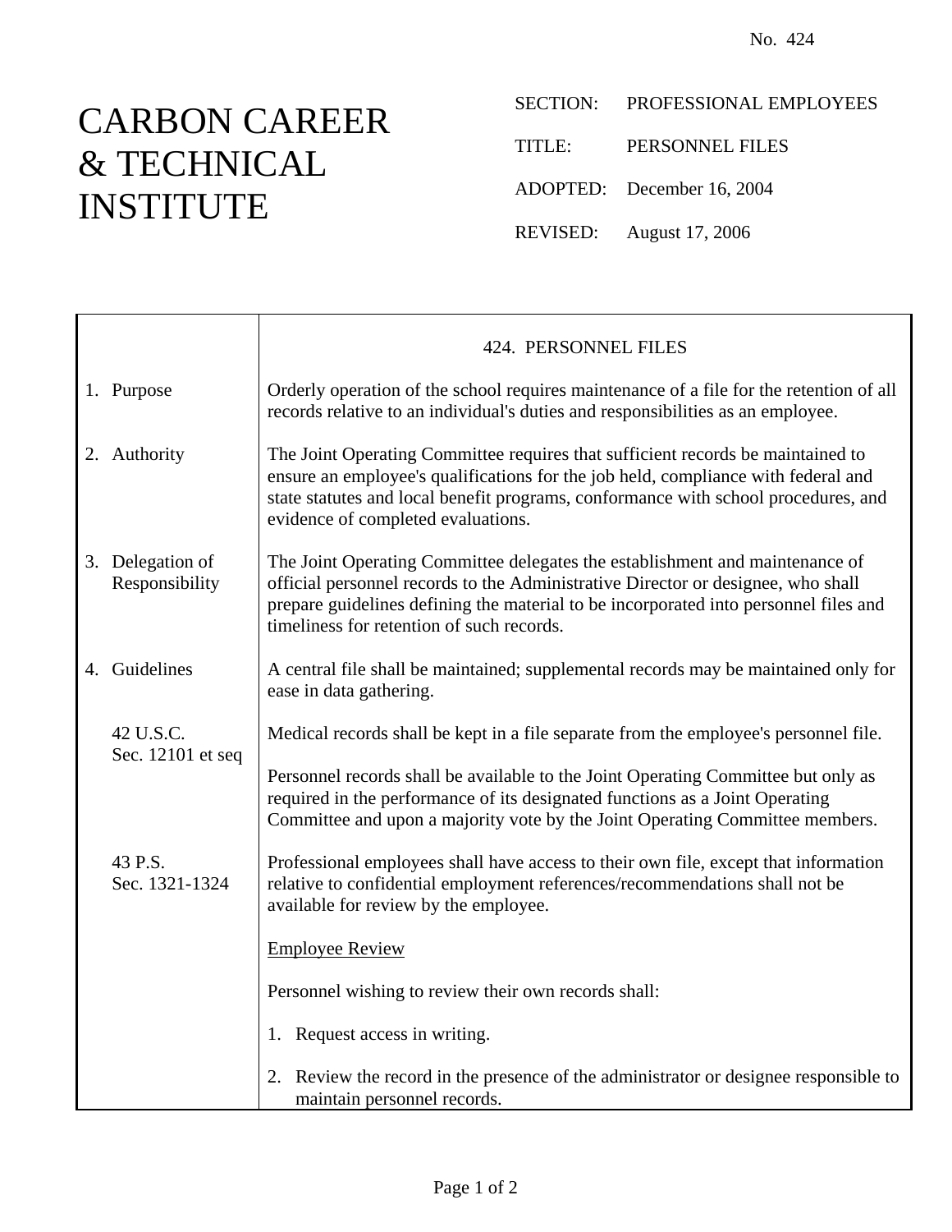No. 424

# CARBON CAREER & TECHNICAL INSTITUTE

SECTION: PROFESSIONAL EMPLOYEES

TITLE: PERSONNEL FILES

ADOPTED: December 16, 2004

REVISED: August 17, 2006

## 424. PERSONNEL FILES

**1. Purpose**

Orderly operation of the school requires maintenance of a file for the retention of all records relative to an individual's duties and responsibilities as an employee.

**2. Authority**

The Joint Operating Committee requires that sufficient records be maintained to ensure an employee's qualifications for the job held, compliance with federal and state statutes and local benefit programs, conformance with school procedures, and evidence of completed evaluations.

**3. Delegation of Responsibility**

The Joint Operating Committee delegates the establishment and maintenance of official personnel records to the Administrative Director or designee, who shall prepare guidelines defining the material to be incorporated into personnel files and timeliness for retention of such records.

**4. Guidelines**

A central file shall be maintained; supplemental records may be maintained only for ease in data gathering.

*42 U.S.C. Sec. 12101 et seq*

Medical records shall be kept in a file separate from the employee's personnel file.

Personnel records shall be available to the Joint Operating Committee but only as required in the performance of its designated functions as a Joint Operating Committee and upon a majority vote by the Joint Operating Committee members.

*43 P.S. Sec. 1321-1324*

Professional employees shall have access to their own file, except that information relative to confidential employment references/recommendations shall not be available for review by the employee.

Employee Review

Personnel wishing to review their own records shall:

1. Request access in writing.

2. Review the record in the presence of the administrator or designee responsible to maintain personnel records.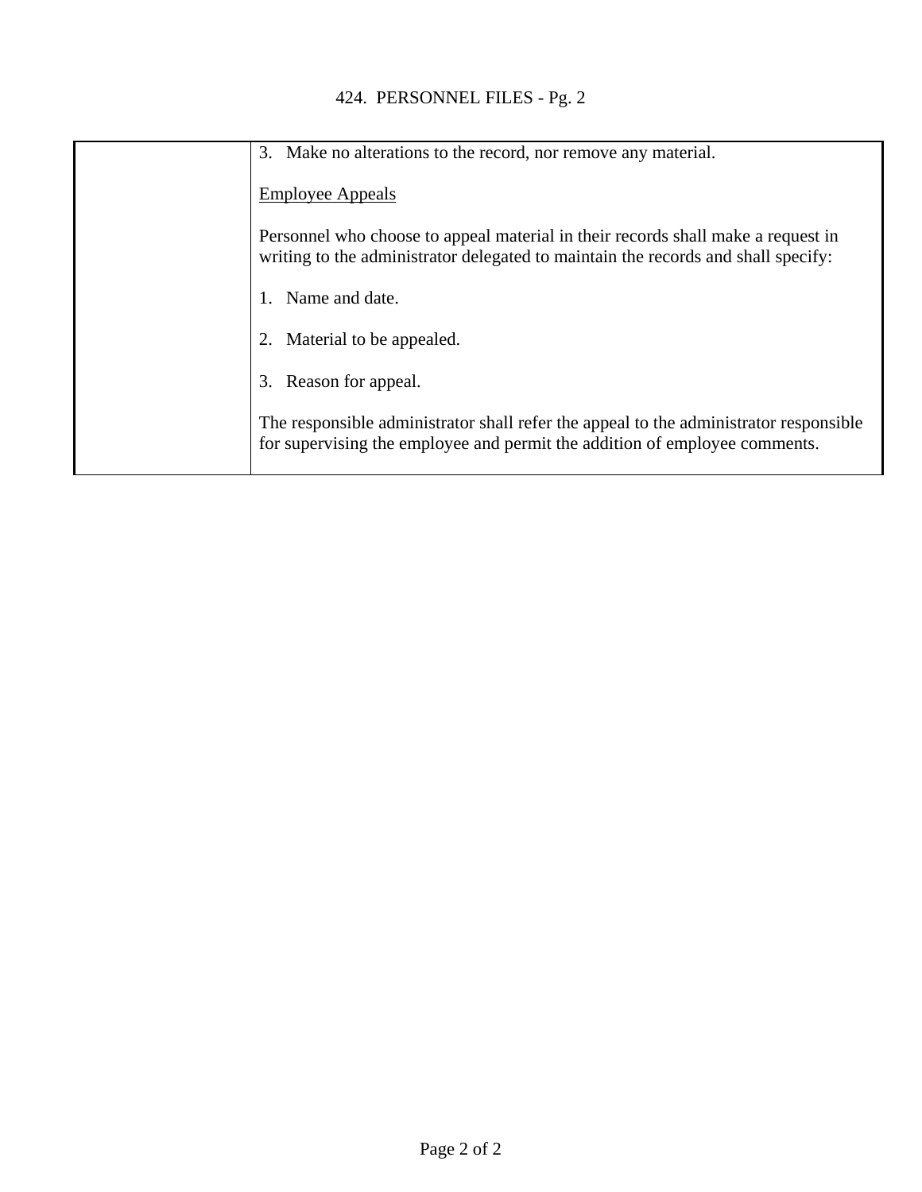3. Make no alterations to the record, nor remove any material.

<u>Employee Appeals</u>

Personnel who choose to appeal material in their records shall make a request in writing to the administrator delegated to maintain the records and shall specify:

1. Name and date.

2. Material to be appealed.

3. Reason for appeal.

The responsible administrator shall refer the appeal to the administrator responsible for supervising the employee and permit the addition of employee comments.